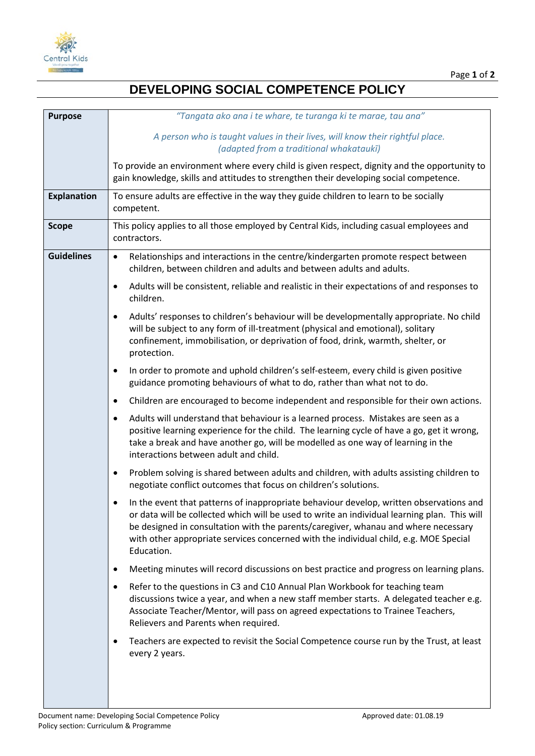# DEVELOPING SOCIAL COMPETENCE POLICY

| | |
|---|---|
| **Purpose** | *"Tangata ako ana i te whare, te turanga ki te marae, tau ana"*<br><br>*A person who is taught values in their lives, will know their rightful place. (adapted from a traditional whakataukī)*<br><br>To provide an environment where every child is given respect, dignity and the opportunity to gain knowledge, skills and attitudes to strengthen their developing social competence. |
| **Explanation** | To ensure adults are effective in the way they guide children to learn to be socially competent. |
| **Scope** | This policy applies to all those employed by Central Kids, including casual employees and contractors. |
| **Guidelines** | • Relationships and interactions in the centre/kindergarten promote respect between children, between children and adults and between adults and adults.<br>• Adults will be consistent, reliable and realistic in their expectations of and responses to children.<br>• Adults' responses to children's behaviour will be developmentally appropriate. No child will be subject to any form of ill-treatment (physical and emotional), solitary confinement, immobilisation, or deprivation of food, drink, warmth, shelter, or protection.<br>• In order to promote and uphold children's self-esteem, every child is given positive guidance promoting behaviours of what to do, rather than what not to do.<br>• Children are encouraged to become independent and responsible for their own actions.<br>• Adults will understand that behaviour is a learned process. Mistakes are seen as a positive learning experience for the child. The learning cycle of have a go, get it wrong, take a break and have another go, will be modelled as one way of learning in the interactions between adult and child.<br>• Problem solving is shared between adults and children, with adults assisting children to negotiate conflict outcomes that focus on children's solutions.<br>• In the event that patterns of inappropriate behaviour develop, written observations and or data will be collected which will be used to write an individual learning plan. This will be designed in consultation with the parents/caregiver, whanau and where necessary with other appropriate services concerned with the individual child, e.g. MOE Special Education.<br>• Meeting minutes will record discussions on best practice and progress on learning plans.<br>• Refer to the questions in C3 and C10 Annual Plan Workbook for teaching team discussions twice a year, and when a new staff member starts. A delegated teacher e.g. Associate Teacher/Mentor, will pass on agreed expectations to Trainee Teachers, Relievers and Parents when required.<br>• Teachers are expected to revisit the Social Competence course run by the Trust, at least every 2 years. |

Document name: Developing Social Competence Policy
Policy section: Curriculum & Programme
Approved date: 01.08.19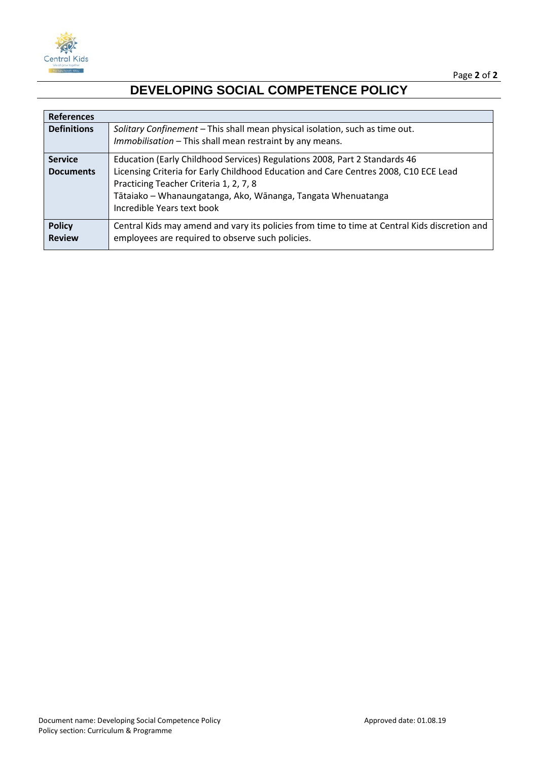# DEVELOPING SOCIAL COMPETENCE POLICY

| References | |
|---|---|
| **Definitions** | *Solitary Confinement* – This shall mean physical isolation, such as time out.<br>*Immobilisation* – This shall mean restraint by any means. |
| **Service Documents** | Education (Early Childhood Services) Regulations 2008, Part 2 Standards 46<br>Licensing Criteria for Early Childhood Education and Care Centres 2008, C10 ECE Lead Practicing Teacher Criteria 1, 2, 7, 8<br>Tātaiako – Whanaungatanga, Ako, Wānanga, Tangata Whenuatanga<br>Incredible Years text book |
| **Policy Review** | Central Kids may amend and vary its policies from time to time at Central Kids discretion and employees are required to observe such policies. |